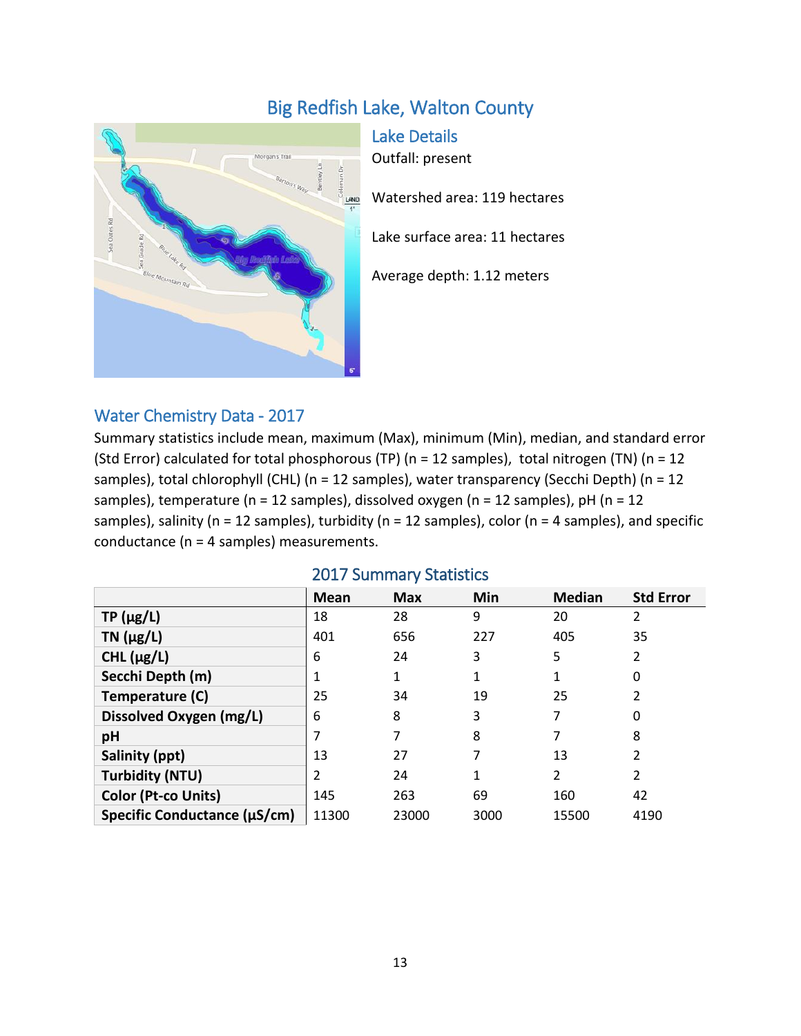# Big Redfish Lake, Walton County

## Lake Details

Outfall: present

Watershed area: 119 hectares

Lake surface area: 11 hectares

Average depth: 1.12 meters

## Water Chemistry Data - 2017

Summary statistics include mean, maximum (Max), minimum (Min), median, and standard error (Std Error) calculated for total phosphorous (TP) (n = 12 samples), total nitrogen (TN) (n = 12 samples), total chlorophyll (CHL) (n = 12 samples), water transparency (Secchi Depth) (n = 12 samples), temperature (n = 12 samples), dissolved oxygen (n = 12 samples), pH (n = 12 samples), salinity (n = 12 samples), turbidity (n = 12 samples), color (n = 4 samples), and specific conductance (n = 4 samples) measurements.

### 2017 Summary Statistics

| | Mean | Max | Min | Median | Std Error |
|---|---|---|---|---|---|
| **TP (µg/L)** | 18 | 28 | 9 | 20 | 2 |
| **TN (µg/L)** | 401 | 656 | 227 | 405 | 35 |
| **CHL (µg/L)** | 6 | 24 | 3 | 5 | 2 |
| **Secchi Depth (m)** | 1 | 1 | 1 | 1 | 0 |
| **Temperature (C)** | 25 | 34 | 19 | 25 | 2 |
| **Dissolved Oxygen (mg/L)** | 6 | 8 | 3 | 7 | 0 |
| **pH** | 7 | 7 | 8 | 7 | 8 |
| **Salinity (ppt)** | 13 | 27 | 7 | 13 | 2 |
| **Turbidity (NTU)** | 2 | 24 | 1 | 2 | 2 |
| **Color (Pt-co Units)** | 145 | 263 | 69 | 160 | 42 |
| **Specific Conductance (µS/cm)** | 11300 | 23000 | 3000 | 15500 | 4190 |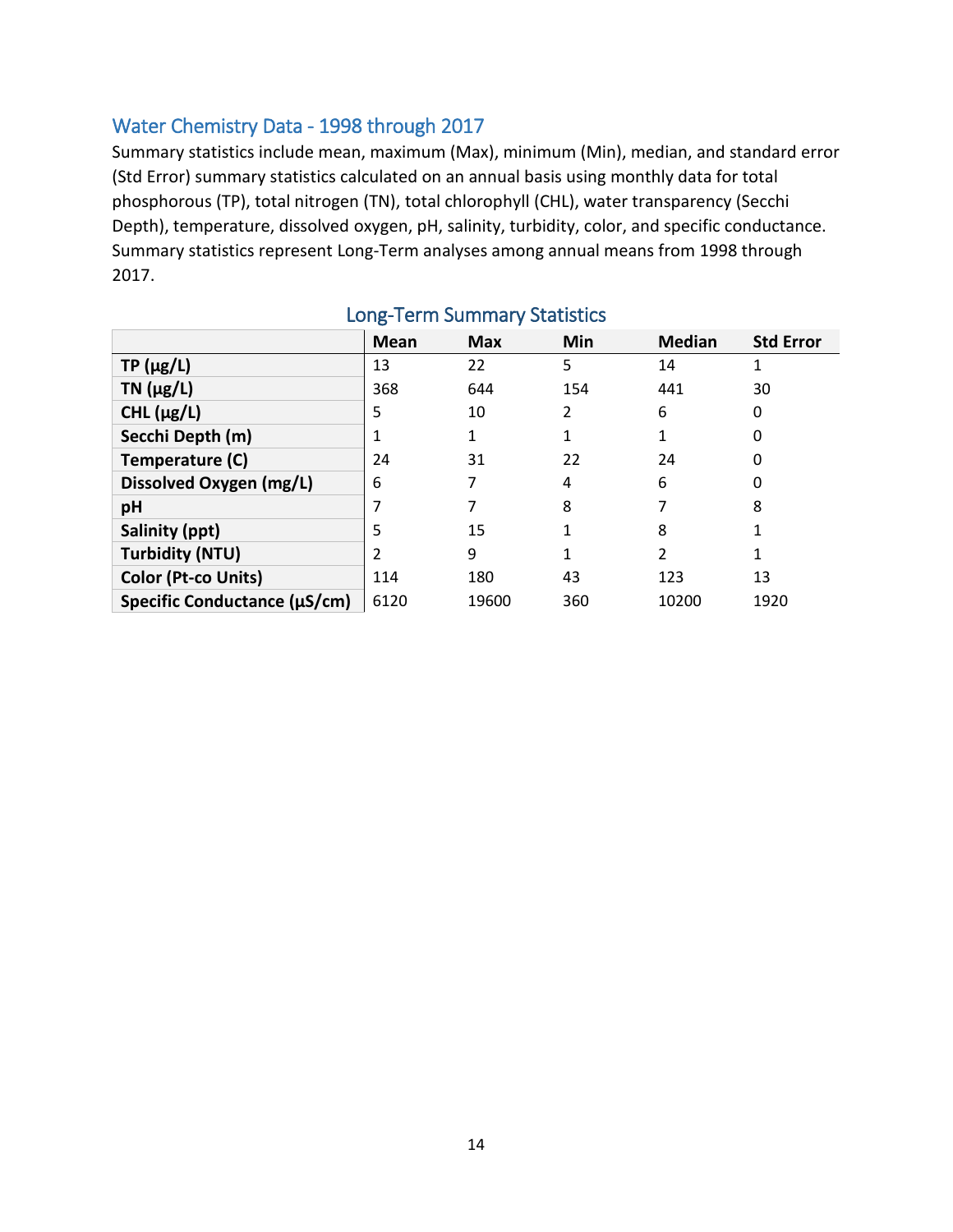## Water Chemistry Data - 1998 through 2017

Summary statistics include mean, maximum (Max), minimum (Min), median, and standard error (Std Error) summary statistics calculated on an annual basis using monthly data for total phosphorous (TP), total nitrogen (TN), total chlorophyll (CHL), water transparency (Secchi Depth), temperature, dissolved oxygen, pH, salinity, turbidity, color, and specific conductance. Summary statistics represent Long-Term analyses among annual means from 1998 through 2017.

### Long-Term Summary Statistics

| | Mean | Max | Min | Median | Std Error |
|---|---|---|---|---|---|
| **TP (µg/L)** | 13 | 22 | 5 | 14 | 1 |
| **TN (µg/L)** | 368 | 644 | 154 | 441 | 30 |
| **CHL (µg/L)** | 5 | 10 | 2 | 6 | 0 |
| **Secchi Depth (m)** | 1 | 1 | 1 | 1 | 0 |
| **Temperature (C)** | 24 | 31 | 22 | 24 | 0 |
| **Dissolved Oxygen (mg/L)** | 6 | 7 | 4 | 6 | 0 |
| **pH** | 7 | 7 | 8 | 7 | 8 |
| **Salinity (ppt)** | 5 | 15 | 1 | 8 | 1 |
| **Turbidity (NTU)** | 2 | 9 | 1 | 2 | 1 |
| **Color (Pt-co Units)** | 114 | 180 | 43 | 123 | 13 |
| **Specific Conductance (µS/cm)** | 6120 | 19600 | 360 | 10200 | 1920 |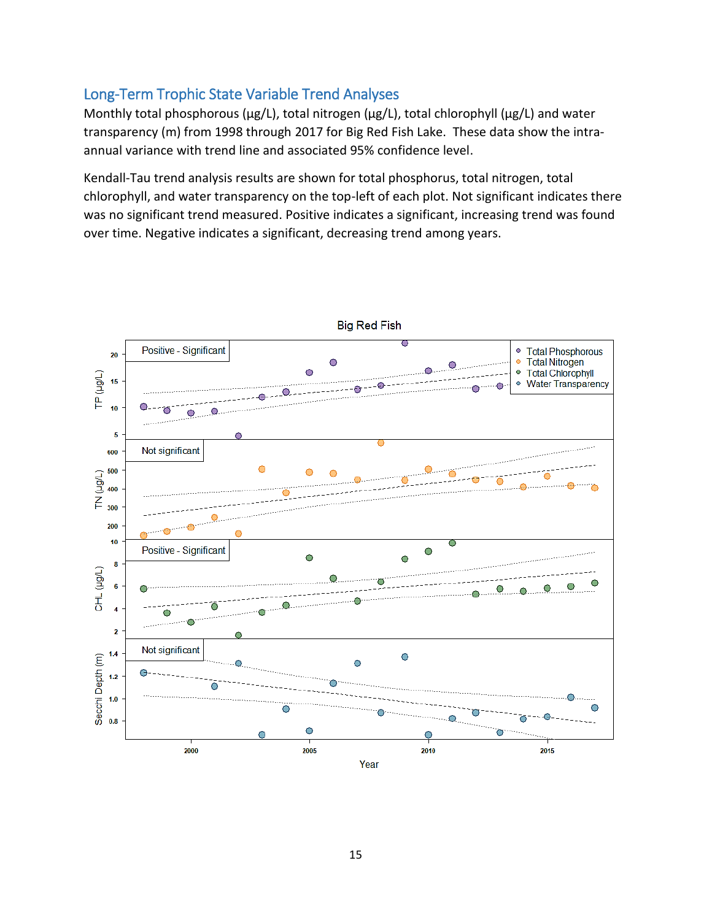## Long-Term Trophic State Variable Trend Analyses

Monthly total phosphorous (µg/L), total nitrogen (µg/L), total chlorophyll (µg/L) and water transparency (m) from 1998 through 2017 for Big Red Fish Lake. These data show the intra-annual variance with trend line and associated 95% confidence level.

Kendall-Tau trend analysis results are shown for total phosphorus, total nitrogen, total chlorophyll, and water transparency on the top-left of each plot. Not significant indicates there was no significant trend measured. Positive indicates a significant, increasing trend was found over time. Negative indicates a significant, decreasing trend among years.

Big Red Fish

Positive - Significant

TP (µg/L)

5
10
15
20

Total Phosphorous
Total Nitrogen
Total Chlorophyll
Water Transparency

Not significant

TN (µg/L)

200
300
400
500
600

Positive - Significant

CHL (µg/L)

2
4
6
8
10

Not significant

Secchi Depth (m)

0.8
1.0
1.2
1.4

2000
2005
2010
2015

Year